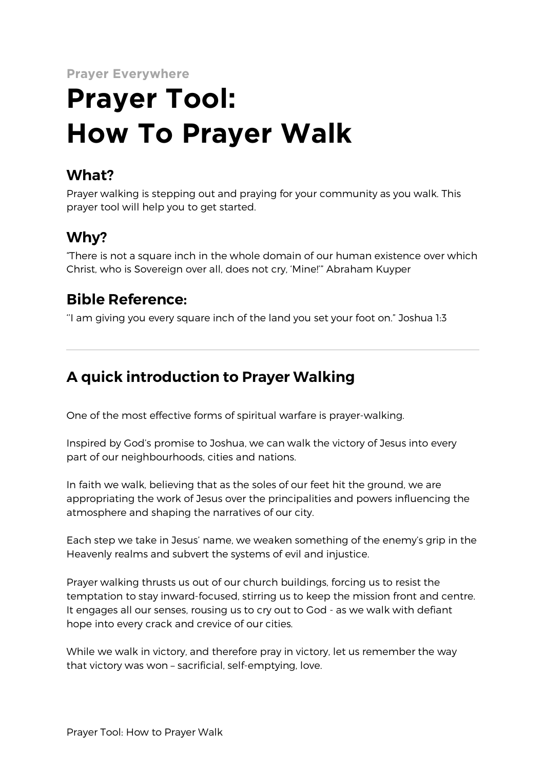Prayer Everywhere

# Prayer Tool: How To Prayer Walk

## What?

Prayer walking is stepping out and praying for your community as you walk. This prayer tool will help you to get started.

## Why?

"There is not a square inch in the whole domain of our human existence over which Christ, who is Sovereign over all, does not cry, 'Mine!'" Abraham Kuyper

## Bible Reference:

''I am giving you every square inch of the land you set your foot on." Joshua 1:3

---

## A quick introduction to Prayer Walking

One of the most effective forms of spiritual warfare is prayer-walking.

Inspired by God's promise to Joshua, we can walk the victory of Jesus into every part of our neighbourhoods, cities and nations.

In faith we walk, believing that as the soles of our feet hit the ground, we are appropriating the work of Jesus over the principalities and powers influencing the atmosphere and shaping the narratives of our city.

Each step we take in Jesus' name, we weaken something of the enemy's grip in the Heavenly realms and subvert the systems of evil and injustice.

Prayer walking thrusts us out of our church buildings, forcing us to resist the temptation to stay inward-focused, stirring us to keep the mission front and centre. It engages all our senses, rousing us to cry out to God - as we walk with defiant hope into every crack and crevice of our cities.

While we walk in victory, and therefore pray in victory, let us remember the way that victory was won – sacrificial, self-emptying, love.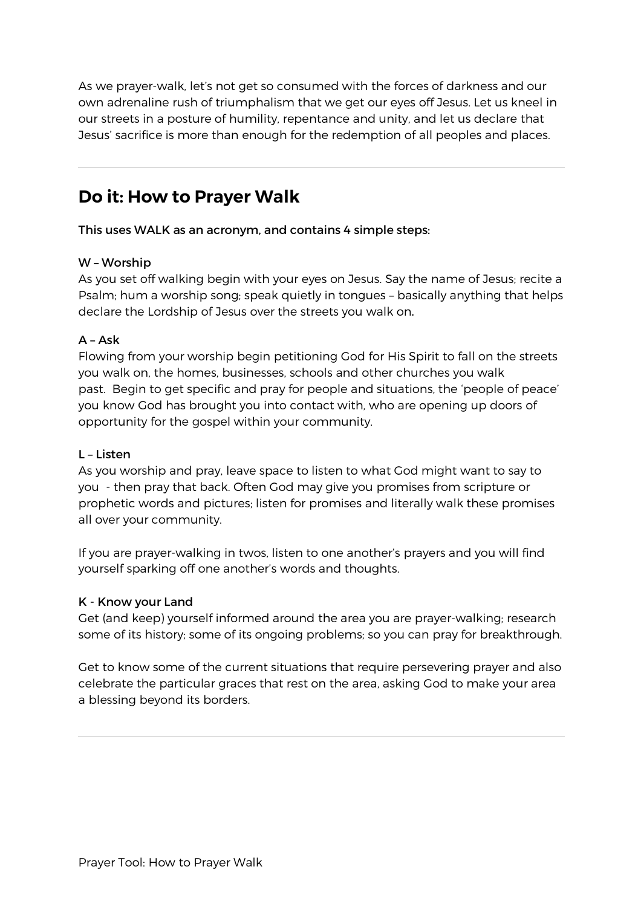As we prayer-walk, let's not get so consumed with the forces of darkness and our own adrenaline rush of triumphalism that we get our eyes off Jesus. Let us kneel in our streets in a posture of humility, repentance and unity, and let us declare that Jesus' sacrifice is more than enough for the redemption of all peoples and places.

---

## Do it: How to Prayer Walk

This uses WALK as an acronym, and contains 4 simple steps:

**W – Worship**

As you set off walking begin with your eyes on Jesus. Say the name of Jesus; recite a Psalm; hum a worship song; speak quietly in tongues – basically anything that helps declare the Lordship of Jesus over the streets you walk on.

**A – Ask**

Flowing from your worship begin petitioning God for His Spirit to fall on the streets you walk on, the homes, businesses, schools and other churches you walk past. Begin to get specific and pray for people and situations, the 'people of peace' you know God has brought you into contact with, who are opening up doors of opportunity for the gospel within your community.

**L – Listen**

As you worship and pray, leave space to listen to what God might want to say to you - then pray that back. Often God may give you promises from scripture or prophetic words and pictures; listen for promises and literally walk these promises all over your community.

If you are prayer-walking in twos, listen to one another's prayers and you will find yourself sparking off one another's words and thoughts.

**K - Know your Land**

Get (and keep) yourself informed around the area you are prayer-walking; research some of its history; some of its ongoing problems; so you can pray for breakthrough.

Get to know some of the current situations that require persevering prayer and also celebrate the particular graces that rest on the area, asking God to make your area a blessing beyond its borders.

---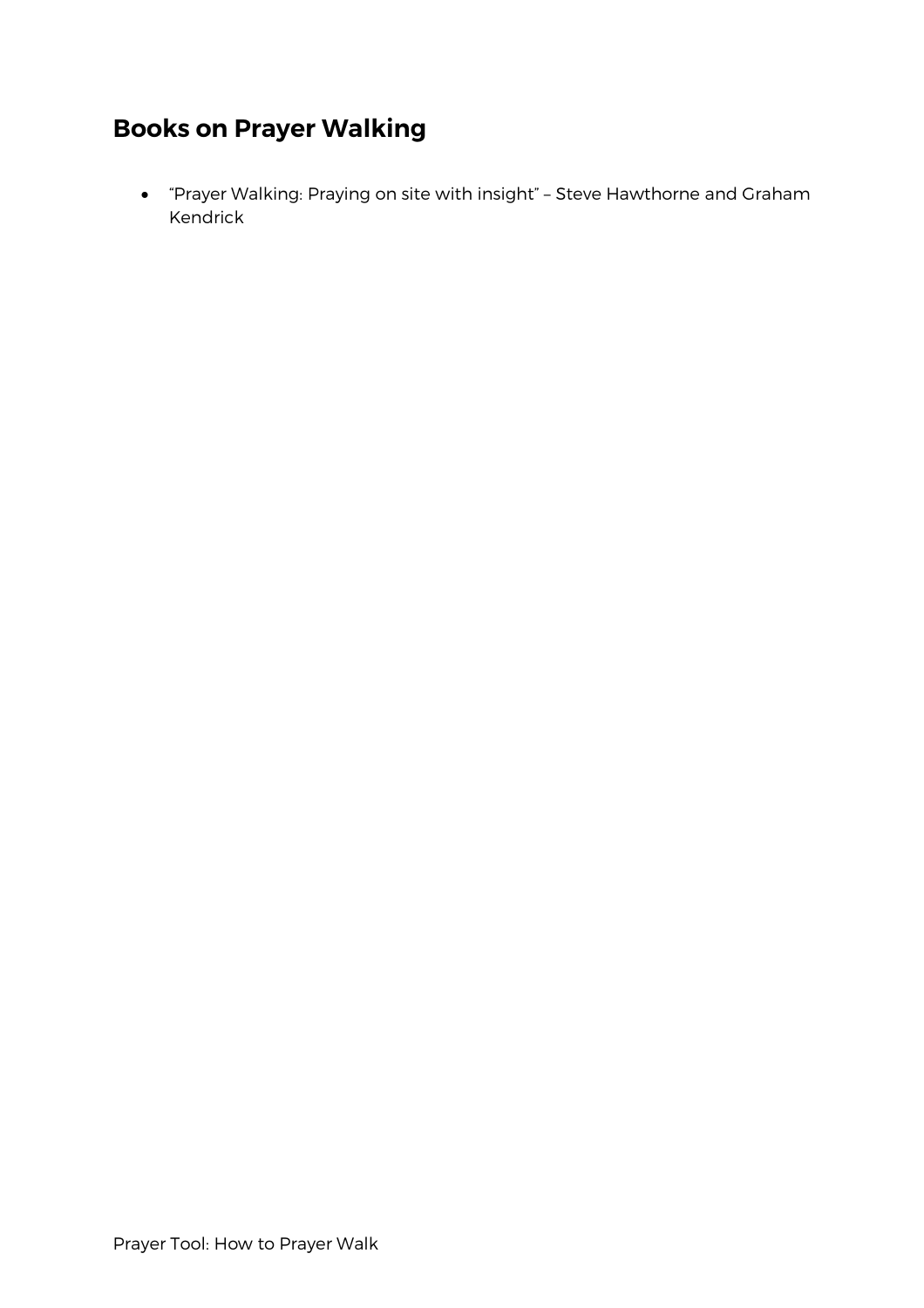## Books on Prayer Walking

- “Prayer Walking: Praying on site with insight” – Steve Hawthorne and Graham Kendrick